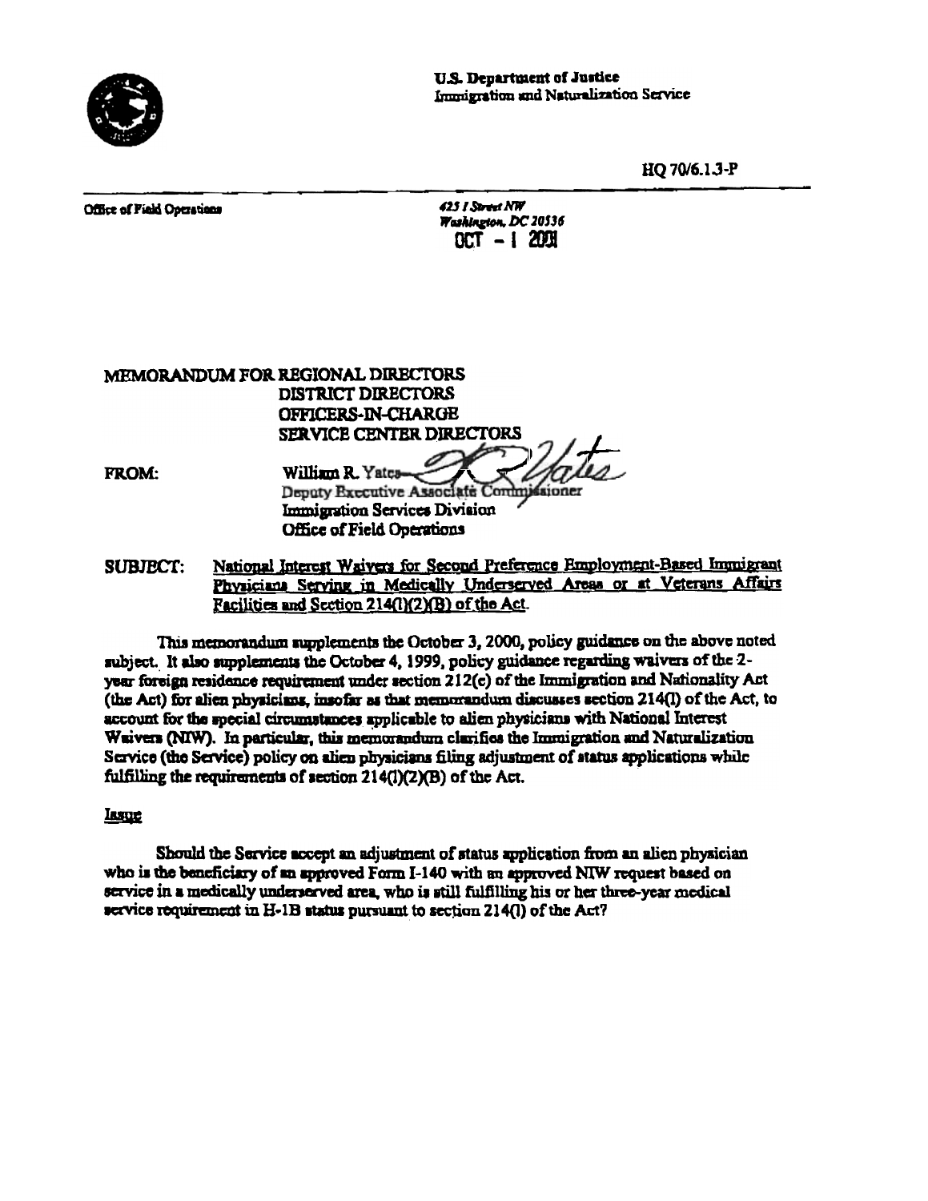**U.S. Department of Justice**
Immigration and Naturalization Service

HQ 70/6.1.3-P

Office of Field Operations

*425 I Street NW*
*Washington, DC 20536*
OCT - 1 2001

MEMORANDUM FOR REGIONAL DIRECTORS
DISTRICT DIRECTORS
OFFICERS-IN-CHARGE
SERVICE CENTER DIRECTORS

FROM: William R. Yates
Deputy Executive Associate Commissioner
Immigration Services Division
Office of Field Operations

SUBJECT: National Interest Waivers for Second Preference Employment-Based Immigrant Physicians Serving in Medically Underserved Areas or at Veterans Affairs Facilities and Section 214(l)(2)(B) of the Act.

This memorandum supplements the October 3, 2000, policy guidance on the above noted subject. It also supplements the October 4, 1999, policy guidance regarding waivers of the 2-year foreign residence requirement under section 212(e) of the Immigration and Nationality Act (the Act) for alien physicians, insofar as that memorandum discusses section 214(l) of the Act, to account for the special circumstances applicable to alien physicians with National Interest Waivers (NIW). In particular, this memorandum clarifies the Immigration and Naturalization Service (the Service) policy on alien physicians filing adjustment of status applications while fulfilling the requirements of section 214(l)(2)(B) of the Act.

## Issue

Should the Service accept an adjustment of status application from an alien physician who is the beneficiary of an approved Form I-140 with an approved NIW request based on service in a medically underserved area, who is still fulfilling his or her three-year medical service requirement in H-1B status pursuant to section 214(l) of the Act?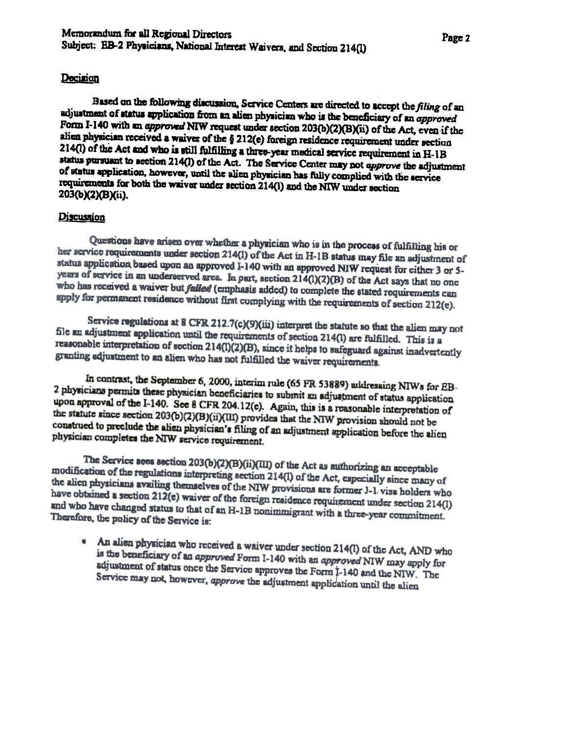## Decision

Based on the following discussion, Service Centers are directed to accept the *filing* of an adjustment of status application from an alien physician who is the beneficiary of an *approved* Form I-140 with an *approved* NIW request under section 203(b)(2)(B)(ii) of the Act, even if the alien physician received a waiver of the § 212(e) foreign residence requirement under section 214(l) of the Act and who is still fulfilling a three-year medical service requirement in H-1B status pursuant to section 214(l) of the Act. The Service Center may not *approve* the adjustment of status application, however, until the alien physician has fully complied with the service requirements for both the waiver under section 214(l) and the NIW under section 203(b)(2)(B)(ii).

## Discussion

Questions have arisen over whether a physician who is in the process of fulfilling his or her service requirements under section 214(l) of the Act in H-1B status may file an adjustment of status application based upon an approved I-140 with an approved NIW request for either 3 or 5-years of service in an underserved area. In part, section 214(l)(2)(B) of the Act says that no one who has received a waiver but ***failed*** (emphasis added) to complete the stated requirements can apply for permanent residence without first complying with the requirements of section 212(e).

Service regulations at 8 CFR 212.7(c)(9)(iii) interpret the statute so that the alien may not file an adjustment application until the requirements of section 214(l) are fulfilled. This is a reasonable interpretation of section 214(l)(2)(B), since it helps to safeguard against inadvertently granting adjustment to an alien who has not fulfilled the waiver requirements.

In contrast, the September 6, 2000, interim rule (65 FR 53889) addressing NIWs for EB-2 physicians permits these physician beneficiaries to submit an adjustment of status application upon approval of the I-140. See 8 CFR 204.12(e). Again, this is a reasonable interpretation of the statute since section 203(b)(2)(B)(ii)(III) provides that the NIW provision should not be construed to preclude the alien physician's filing of an adjustment application before the alien physician completes the NIW service requirement.

The Service sees section 203(b)(2)(B)(ii)(III) of the Act as authorizing an acceptable modification of the regulations interpreting section 214(l) of the Act, especially since many of the alien physicians availing themselves of the NIW provisions are former J-1 visa holders who have obtained a section 212(e) waiver of the foreign residence requirement under section 214(l) and who have changed status to that of an H-1B nonimmigrant with a three-year commitment. Therefore, the policy of the Service is:

- An alien physician who received a waiver under section 214(l) of the Act, AND who is the beneficiary of an *approved* Form I-140 with an *approved* NIW may apply for adjustment of status once the Service approves the Form I-140 and the NIW. The Service may not, however, *approve* the adjustment application until the alien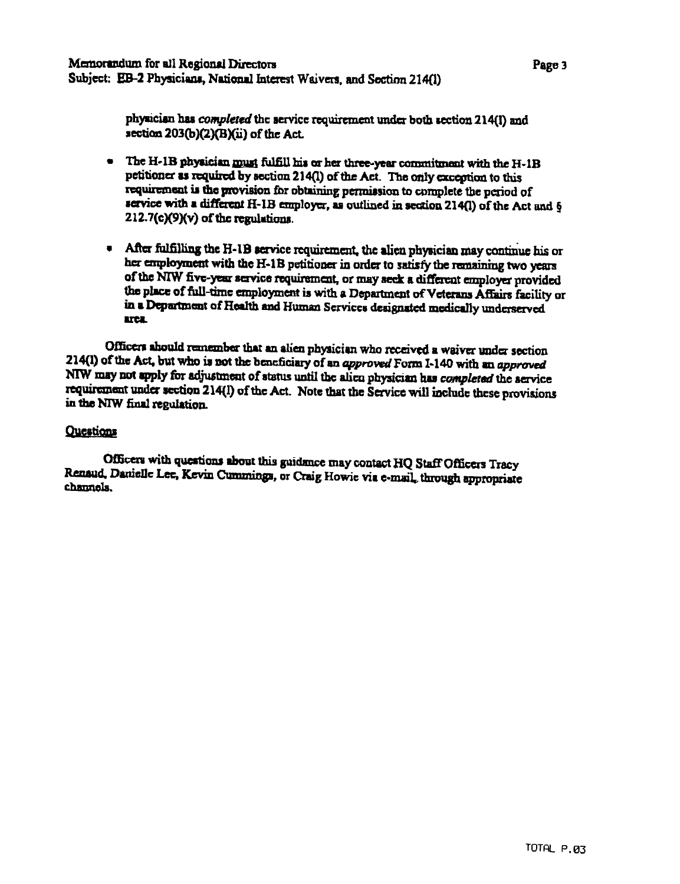physician has *completed* the service requirement under both section 214(l) and section 203(b)(2)(B)(ii) of the Act.

- The H-1B physician must fulfill his or her three-year commitment with the H-1B petitioner as required by section 214(l) of the Act. The only exception to this requirement is the provision for obtaining permission to complete the period of service with a different H-1B employer, as outlined in section 214(l) of the Act and § 212.7(c)(9)(v) of the regulations.

- After fulfilling the H-1B service requirement, the alien physician may continue his or her employment with the H-1B petitioner in order to satisfy the remaining two years of the NIW five-year service requirement, or may seek a different employer provided the place of full-time employment is with a Department of Veterans Affairs facility or in a Department of Health and Human Services designated medically underserved area.

Officers should remember that an alien physician who received a waiver under section 214(l) of the Act, but who is not the beneficiary of an *approved* Form I-140 with an *approved* NIW may not apply for adjustment of status until the alien physician has *completed* the service requirement under section 214(l) of the Act. Note that the Service will include these provisions in the NIW final regulation.

## Questions

Officers with questions about this guidance may contact HQ Staff Officers Tracy Renaud, Danielle Lee, Kevin Cummings, or Craig Howie via e-mail, through appropriate channels.